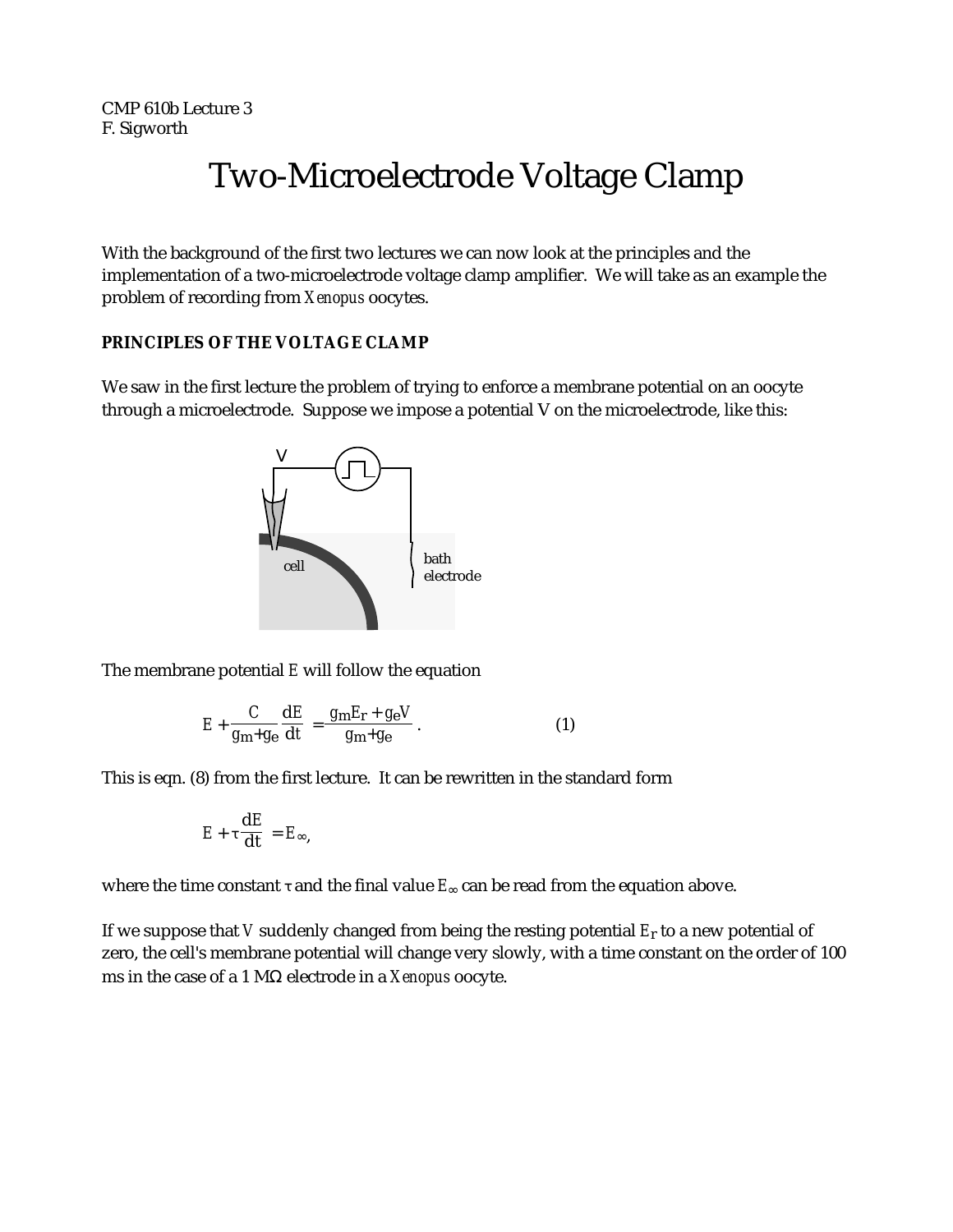CMP 610b Lecture 3
F. Sigworth

# Two-Microelectrode Voltage Clamp

With the background of the first two lectures we can now look at the principles and the implementation of a two-microelectrode voltage clamp amplifier. We will take as an example the problem of recording from *Xenopus* oocytes.

## PRINCIPLES OF THE VOLTAGE CLAMP

We saw in the first lecture the problem of trying to enforce a membrane potential on an oocyte through a microelectrode. Suppose we impose a potential V on the microelectrode, like this:

The membrane potential $E$ will follow the equation

$$E + \frac{C}{g_m + g_e} \frac{dE}{dt} = \frac{g_m E_r + g_e V}{g_m + g_e} . \qquad (1)$$

This is eqn. (8) from the first lecture. It can be rewritten in the standard form

$$E + \tau \frac{dE}{dt} = E_{\infty},$$

where the time constant $\tau$ and the final value $E_{\infty}$ can be read from the equation above.

If we suppose that $V$ suddenly changed from being the resting potential $E_r$ to a new potential of zero, the cell's membrane potential will change very slowly, with a time constant on the order of 100 ms in the case of a 1 MΩ electrode in a *Xenopus* oocyte.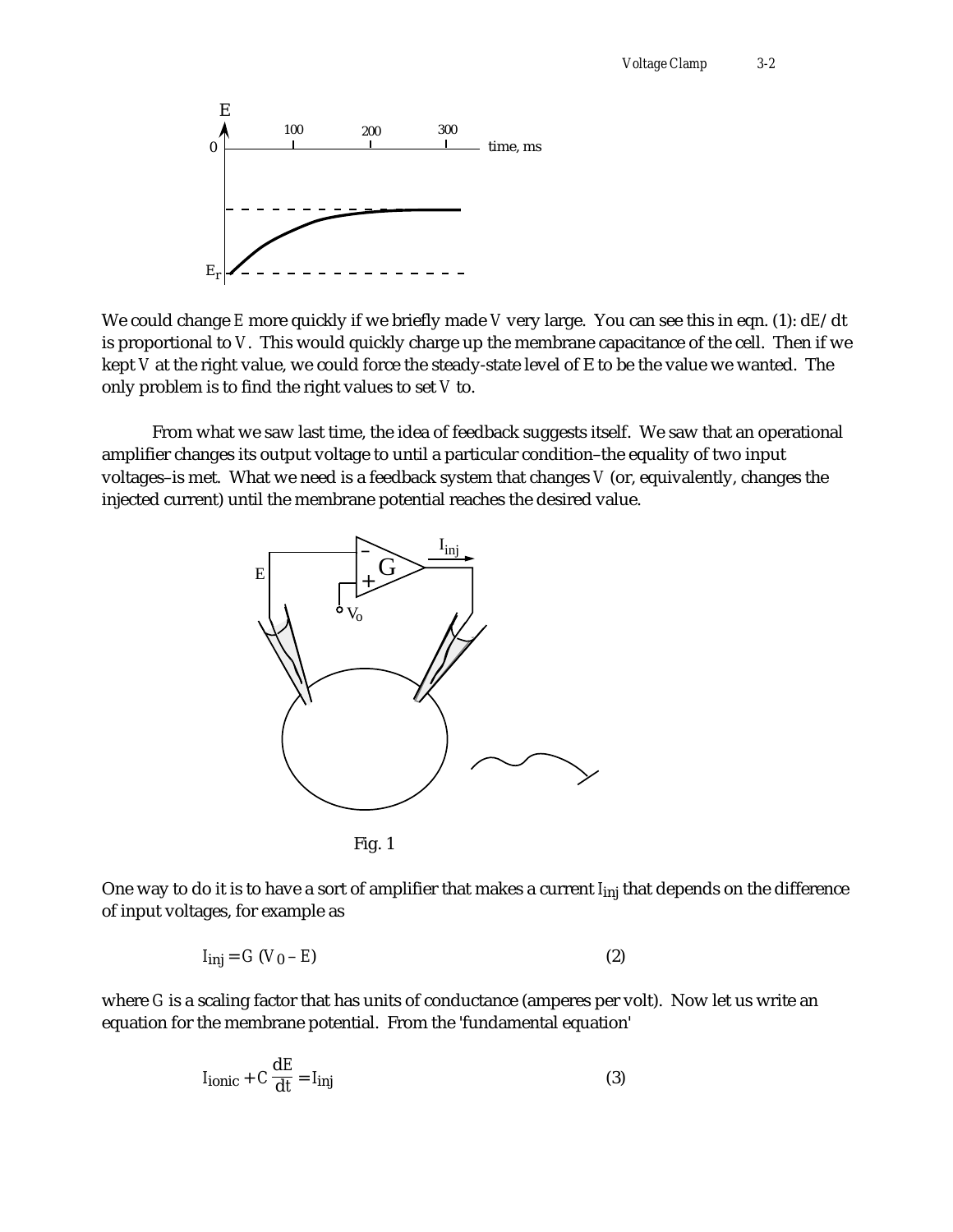We could change $E$ more quickly if we briefly made $V$ very large. You can see this in eqn. (1): $dE/dt$ is proportional to $V$. This would quickly charge up the membrane capacitance of the cell. Then if we kept $V$ at the right value, we could force the steady-state level of E to be the value we wanted. The only problem is to find the right values to set $V$ to.

From what we saw last time, the idea of feedback suggests itself. We saw that an operational amplifier changes its output voltage to until a particular condition–the equality of two input voltages–is met. What we need is a feedback system that changes $V$ (or, equivalently, changes the injected current) until the membrane potential reaches the desired value.

Fig. 1

One way to do it is to have a sort of amplifier that makes a current $I_{inj}$ that depends on the difference of input voltages, for example as

$$I_{inj} = G\ (V_0 - E) \tag{2}$$

where $G$ is a scaling factor that has units of conductance (amperes per volt). Now let us write an equation for the membrane potential. From the 'fundamental equation'

$$I_{ionic} + C\frac{dE}{dt} = I_{inj} \tag{3}$$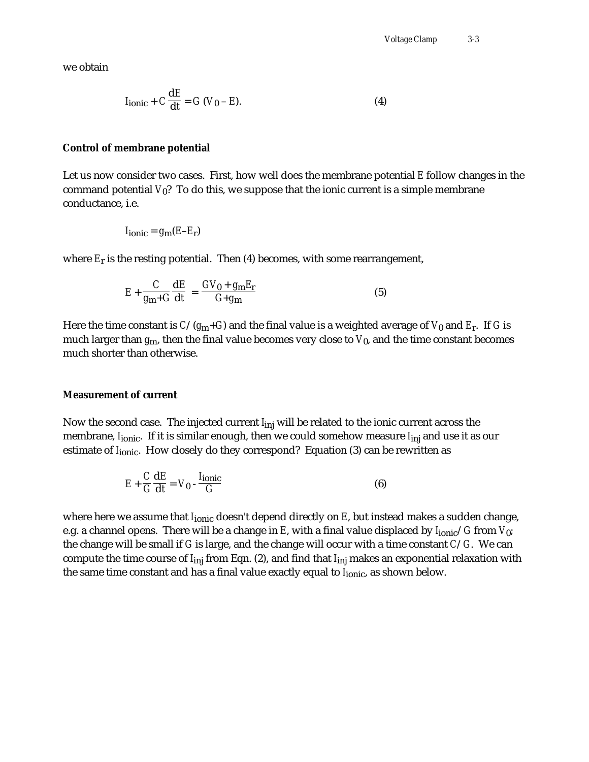we obtain

$$I_{ionic} + C\frac{dE}{dt} = G\,(V_0 - E). \tag{4}$$

**Control of membrane potential**

Let us now consider two cases. First, how well does the membrane potential $E$ follow changes in the command potential $V_0$? To do this, we suppose that the ionic current is a simple membrane conductance, i.e.

$$I_{ionic} = g_m(E - E_r)$$

where $E_r$ is the resting potential. Then (4) becomes, with some rearrangement,

$$E + \frac{C}{g_m + G}\frac{dE}{dt} = \frac{GV_0 + g_m E_r}{G + g_m} \tag{5}$$

Here the time constant is $C/(g_m+G)$ and the final value is a weighted average of $V_0$ and $E_r$. If $G$ is much larger than $g_m$, then the final value becomes very close to $V_0$, and the time constant becomes much shorter than otherwise.

**Measurement of current**

Now the second case. The injected current $I_{inj}$ will be related to the ionic current across the membrane, $I_{ionic}$. If it is similar enough, then we could somehow measure $I_{inj}$ and use it as our estimate of $I_{ionic}$. How closely do they correspond? Equation (3) can be rewritten as

$$E + \frac{C}{G}\frac{dE}{dt} = V_0 - \frac{I_{ionic}}{G} \tag{6}$$

where here we assume that $I_{ionic}$ doesn't depend directly on $E$, but instead makes a sudden change, e.g. a channel opens. There will be a change in $E$, with a final value displaced by $I_{ionic}/G$ from $V_0$; the change will be small if $G$ is large, and the change will occur with a time constant $C/G$. We can compute the time course of $I_{inj}$ from Eqn. (2), and find that $I_{inj}$ makes an exponential relaxation with the same time constant and has a final value exactly equal to $I_{ionic}$, as shown below.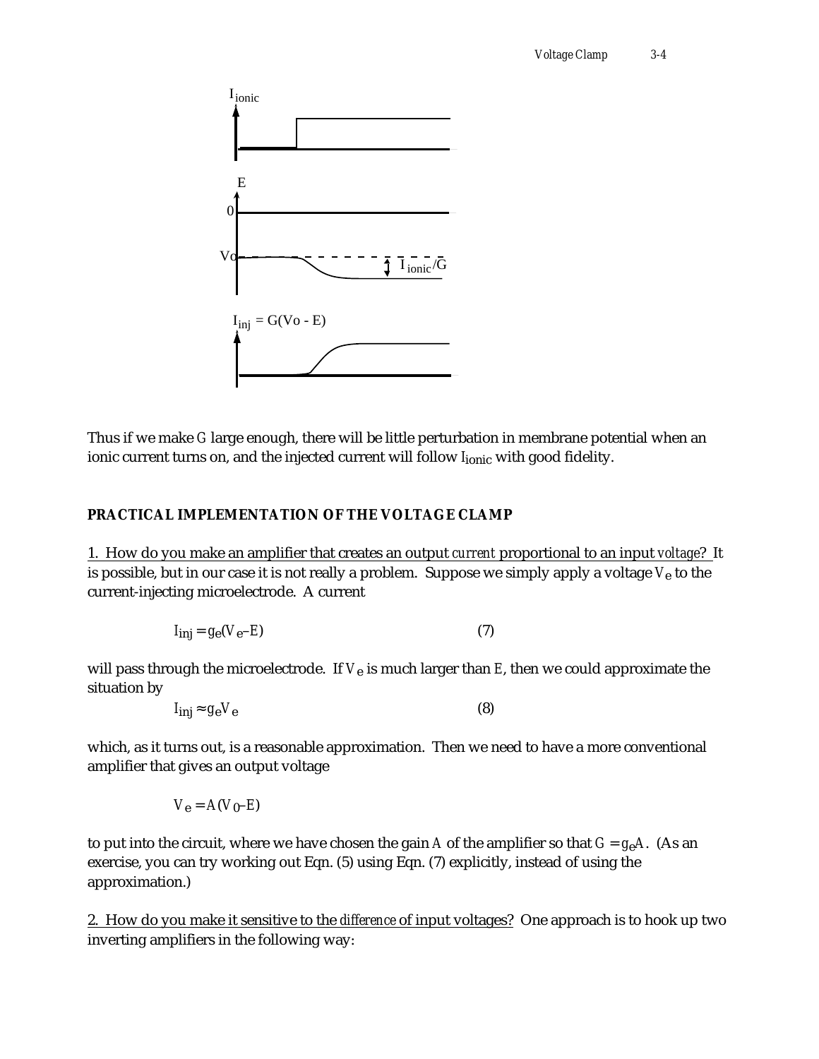Thus if we make $G$ large enough, there will be little perturbation in membrane potential when an ionic current turns on, and the injected current will follow $I_{ionic}$ with good fidelity.

**PRACTICAL IMPLEMENTATION OF THE VOLTAGE CLAMP**

1. How do you make an amplifier that creates an output *current* proportional to an input *voltage*? It is possible, but in our case it is not really a problem. Suppose we simply apply a voltage $V_e$ to the current-injecting microelectrode. A current

$$I_{inj} = g_e(V_e - E) \qquad (7)$$

will pass through the microelectrode. If $V_e$ is much larger than $E$, then we could approximate the situation by

$$I_{inj} \approx g_e V_e \qquad (8)$$

which, as it turns out, is a reasonable approximation. Then we need to have a more conventional amplifier that gives an output voltage

$$V_e = A(V_0 - E)$$

to put into the circuit, where we have chosen the gain $A$ of the amplifier so that $G = g_e A$. (As an exercise, you can try working out Eqn. (5) using Eqn. (7) explicitly, instead of using the approximation.)

2. How do you make it sensitive to the *difference* of input voltages? One approach is to hook up two inverting amplifiers in the following way: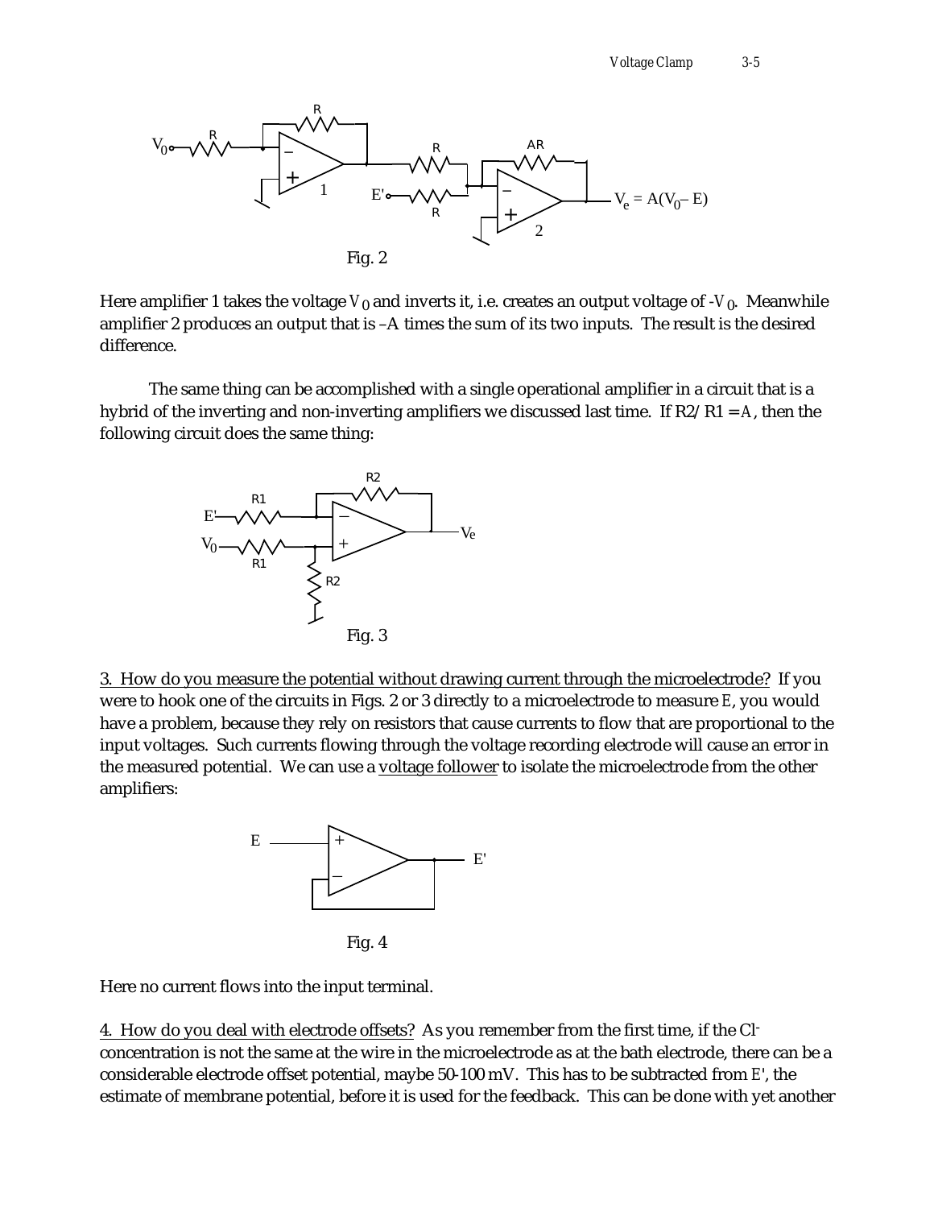Fig. 2

Here amplifier 1 takes the voltage $V_0$ and inverts it, i.e. creates an output voltage of $-V_0$. Meanwhile amplifier 2 produces an output that is $-A$ times the sum of its two inputs. The result is the desired difference.

The same thing can be accomplished with a single operational amplifier in a circuit that is a hybrid of the inverting and non-inverting amplifiers we discussed last time. If $R2/R1 = A$, then the following circuit does the same thing:

Fig. 3

3. How do you measure the potential without drawing current through the microelectrode? If you were to hook one of the circuits in Figs. 2 or 3 directly to a microelectrode to measure $E$, you would have a problem, because they rely on resistors that cause currents to flow that are proportional to the input voltages. Such currents flowing through the voltage recording electrode will cause an error in the measured potential. We can use a voltage follower to isolate the microelectrode from the other amplifiers:

Fig. 4

Here no current flows into the input terminal.

4. How do you deal with electrode offsets? As you remember from the first time, if the $Cl^-$ concentration is not the same at the wire in the microelectrode as at the bath electrode, there can be a considerable electrode offset potential, maybe 50-100 mV. This has to be subtracted from $E'$, the estimate of membrane potential, before it is used for the feedback. This can be done with yet another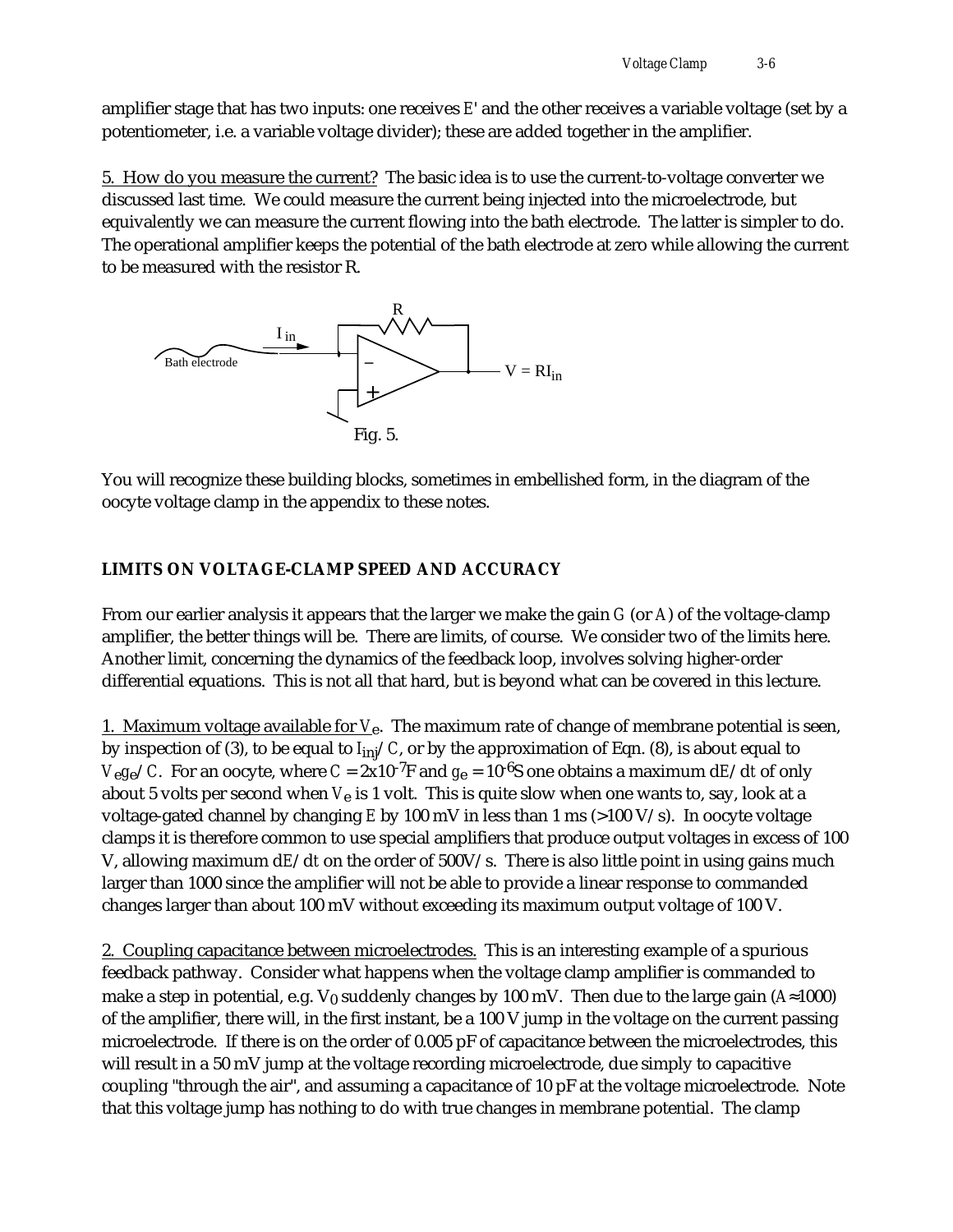amplifier stage that has two inputs: one receives $E'$ and the other receives a variable voltage (set by a potentiometer, i.e. a variable voltage divider); these are added together in the amplifier.

5. How do you measure the current? The basic idea is to use the current-to-voltage converter we discussed last time. We could measure the current being injected into the microelectrode, but equivalently we can measure the current flowing into the bath electrode. The latter is simpler to do. The operational amplifier keeps the potential of the bath electrode at zero while allowing the current to be measured with the resistor R.

Bath electrode — $I_{in}$ — R — $V = RI_{in}$

Fig. 5.

You will recognize these building blocks, sometimes in embellished form, in the diagram of the oocyte voltage clamp in the appendix to these notes.

### LIMITS ON VOLTAGE-CLAMP SPEED AND ACCURACY

From our earlier analysis it appears that the larger we make the gain $G$ (or $A$) of the voltage-clamp amplifier, the better things will be. There are limits, of course. We consider two of the limits here. Another limit, concerning the dynamics of the feedback loop, involves solving higher-order differential equations. This is not all that hard, but is beyond what can be covered in this lecture.

1. Maximum voltage available for $V_e$. The maximum rate of change of membrane potential is seen, by inspection of (3), to be equal to $I_{inj}/C$, or by the approximation of Eqn. (8), is about equal to $V_e g_e/C$. For an oocyte, where $C = 2\text{x}10^{-7}$F and $g_e = 10^{-6}$S one obtains a maximum $dE/dt$ of only about 5 volts per second when $V_e$ is 1 volt. This is quite slow when one wants to, say, look at a voltage-gated channel by changing $E$ by 100 mV in less than 1 ms (>100 V/s). In oocyte voltage clamps it is therefore common to use special amplifiers that produce output voltages in excess of 100 V, allowing maximum $dE/dt$ on the order of 500V/s. There is also little point in using gains much larger than 1000 since the amplifier will not be able to provide a linear response to commanded changes larger than about 100 mV without exceeding its maximum output voltage of 100 V.

2. Coupling capacitance between microelectrodes. This is an interesting example of a spurious feedback pathway. Consider what happens when the voltage clamp amplifier is commanded to make a step in potential, e.g. $V_0$ suddenly changes by 100 mV. Then due to the large gain ($A \approx 1000$) of the amplifier, there will, in the first instant, be a 100 V jump in the voltage on the current passing microelectrode. If there is on the order of 0.005 pF of capacitance between the microelectrodes, this will result in a 50 mV jump at the voltage recording microelectrode, due simply to capacitive coupling "through the air", and assuming a capacitance of 10 pF at the voltage microelectrode. Note that this voltage jump has nothing to do with true changes in membrane potential. The clamp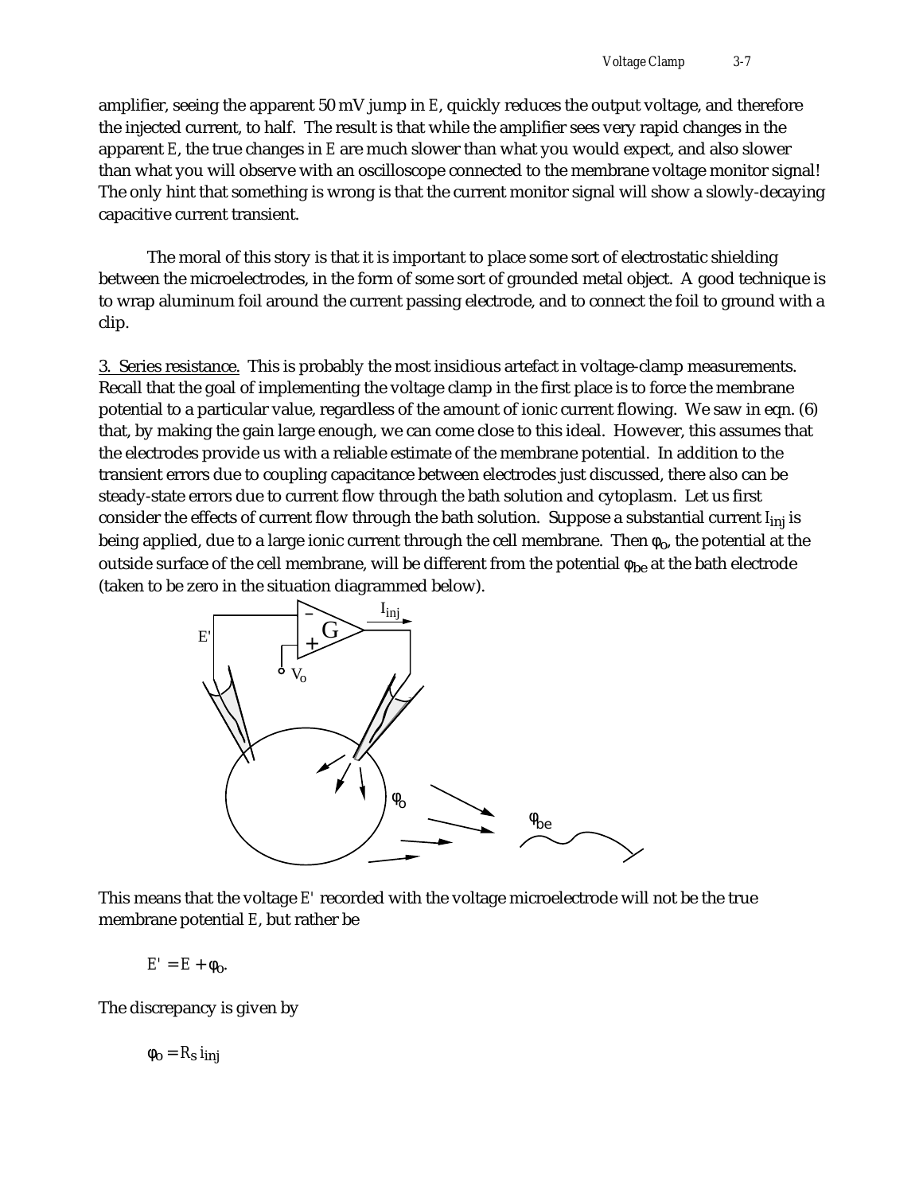amplifier, seeing the apparent 50 mV jump in $E$, quickly reduces the output voltage, and therefore the injected current, to half. The result is that while the amplifier sees very rapid changes in the apparent $E$, the true changes in $E$ are much slower than what you would expect, and also slower than what you will observe with an oscilloscope connected to the membrane voltage monitor signal! The only hint that something is wrong is that the current monitor signal will show a slowly-decaying capacitive current transient.

The moral of this story is that it is important to place some sort of electrostatic shielding between the microelectrodes, in the form of some sort of grounded metal object. A good technique is to wrap aluminum foil around the current passing electrode, and to connect the foil to ground with a clip.

3. Series resistance. This is probably the most insidious artefact in voltage-clamp measurements. Recall that the goal of implementing the voltage clamp in the first place is to force the membrane potential to a particular value, regardless of the amount of ionic current flowing. We saw in eqn. (6) that, by making the gain large enough, we can come close to this ideal. However, this assumes that the electrodes provide us with a reliable estimate of the membrane potential. In addition to the transient errors due to coupling capacitance between electrodes just discussed, there also can be steady-state errors due to current flow through the bath solution and cytoplasm. Let us first consider the effects of current flow through the bath solution. Suppose a substantial current $I_{inj}$ is being applied, due to a large ionic current through the cell membrane. Then $\varphi_o$, the potential at the outside surface of the cell membrane, will be different from the potential $\varphi_{be}$ at the bath electrode (taken to be zero in the situation diagrammed below).

This means that the voltage $E'$ recorded with the voltage microelectrode will not be the true membrane potential $E$, but rather be

$$E' = E + \varphi_o.$$

The discrepancy is given by

$$\varphi_o = R_S\, i_{inj}$$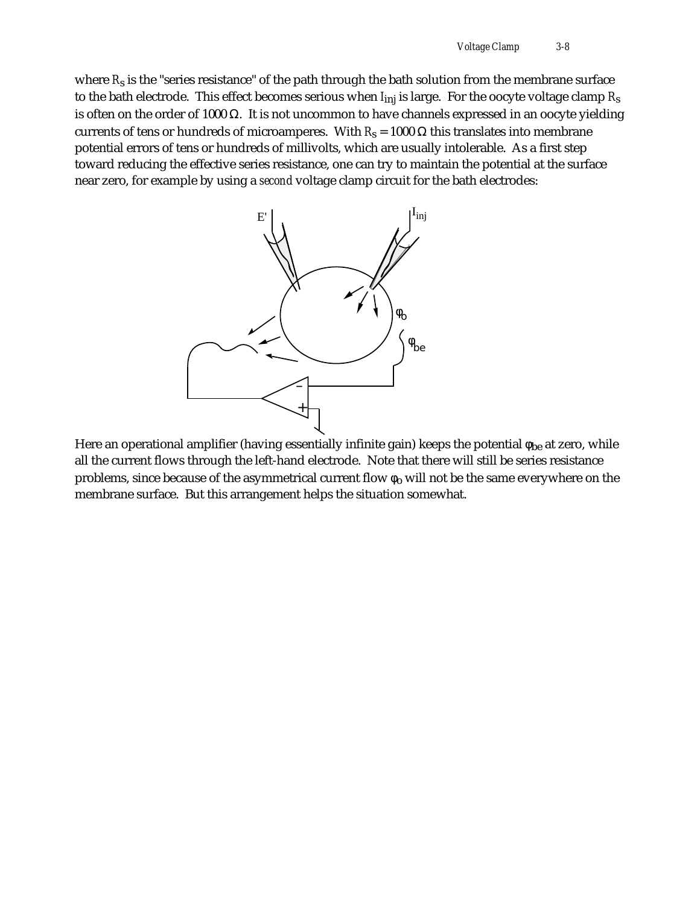where $R_S$ is the "series resistance" of the path through the bath solution from the membrane surface to the bath electrode. This effect becomes serious when $I_{inj}$ is large. For the oocyte voltage clamp $R_S$ is often on the order of 1000 Ω. It is not uncommon to have channels expressed in an oocyte yielding currents of tens or hundreds of microamperes. With $R_S = 1000\ \Omega$ this translates into membrane potential errors of tens or hundreds of millivolts, which are usually intolerable. As a first step toward reducing the effective series resistance, one can try to maintain the potential at the surface near zero, for example by using a *second* voltage clamp circuit for the bath electrodes:

E'

$I_{inj}$

$\varphi_o$

$\varphi_{be}$

−

+

Here an operational amplifier (having essentially infinite gain) keeps the potential $\varphi_{be}$ at zero, while all the current flows through the left-hand electrode. Note that there will still be series resistance problems, since because of the asymmetrical current flow $\varphi_o$ will not be the same everywhere on the membrane surface. But this arrangement helps the situation somewhat.